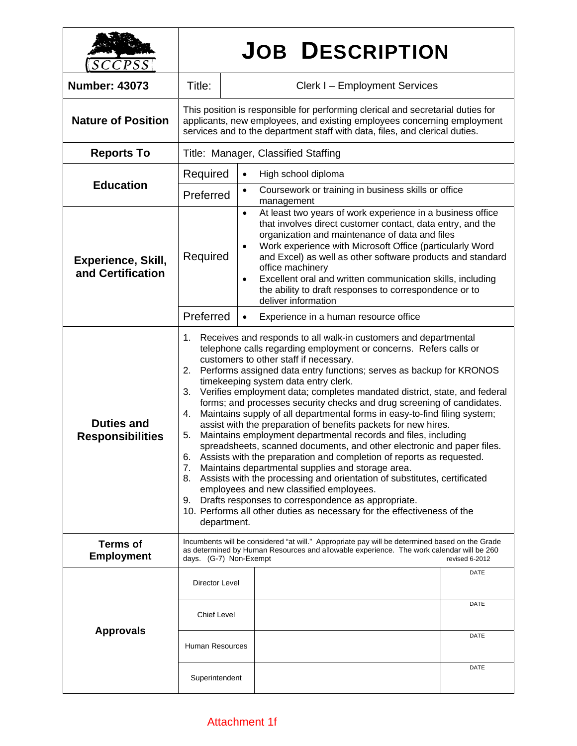SCCPSS

# JOB DESCRIPTION

| | | |
|---|---|---|
| **Number: 43073** | Title: | Clerk I – Employment Services |

| | |
|---|---|
| **Nature of Position** | This position is responsible for performing clerical and secretarial duties for applicants, new employees, and existing employees concerning employment services and to the department staff with data, files, and clerical duties. |
| **Reports To** | Title: Manager, Classified Staffing |

| | | |
|---|---|---|
| **Education** | Required | • High school diploma |
| | Preferred | • Coursework or training in business skills or office management |
| **Experience, Skill, and Certification** | Required | • At least two years of work experience in a business office that involves direct customer contact, data entry, and the organization and maintenance of data and files<br>• Work experience with Microsoft Office (particularly Word and Excel) as well as other software products and standard office machinery<br>• Excellent oral and written communication skills, including the ability to draft responses to correspondence or to deliver information |
| | Preferred | • Experience in a human resource office |

**Duties and Responsibilities**

1. Receives and responds to all walk-in customers and departmental telephone calls regarding employment or concerns. Refers calls or customers to other staff if necessary.
2. Performs assigned data entry functions; serves as backup for KRONOS timekeeping system data entry clerk.
3. Verifies employment data; completes mandated district, state, and federal forms; and processes security checks and drug screening of candidates.
4. Maintains supply of all departmental forms in easy-to-find filing system; assist with the preparation of benefits packets for new hires.
5. Maintains employment departmental records and files, including spreadsheets, scanned documents, and other electronic and paper files.
6. Assists with the preparation and completion of reports as requested.
7. Maintains departmental supplies and storage area.
8. Assists with the processing and orientation of substitutes, certificated employees and new classified employees.
9. Drafts responses to correspondence as appropriate.
10. Performs all other duties as necessary for the effectiveness of the department.

**Terms of Employment**

Incumbents will be considered "at will." Appropriate pay will be determined based on the Grade as determined by Human Resources and allowable experience. The work calendar will be 260 days. (G-7) Non-Exempt revised 6-2012

**Approvals**

| | | |
|---|---|---|
| Director Level | | DATE |
| Chief Level | | DATE |
| Human Resources | | DATE |
| Superintendent | | DATE |

Attachment 1f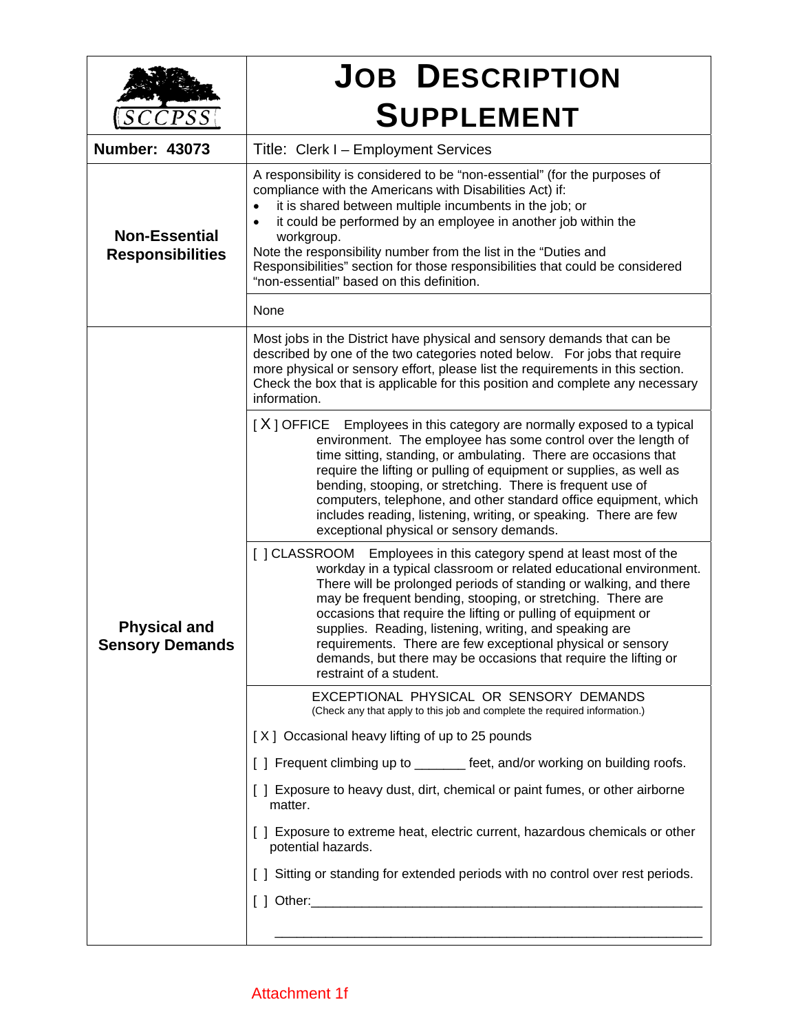# JOB DESCRIPTION SUPPLEMENT

SCCPSS

| | |
|---|---|
| **Number: 43073** | Title: Clerk I – Employment Services |
| **Non-Essential Responsibilities** | A responsibility is considered to be "non-essential" (for the purposes of compliance with the Americans with Disabilities Act) if:<br>• it is shared between multiple incumbents in the job; or<br>• it could be performed by an employee in another job within the workgroup.<br>Note the responsibility number from the list in the "Duties and Responsibilities" section for those responsibilities that could be considered "non-essential" based on this definition. |
| | None |
| **Physical and Sensory Demands** | Most jobs in the District have physical and sensory demands that can be described by one of the two categories noted below. For jobs that require more physical or sensory effort, please list the requirements in this section. Check the box that is applicable for this position and complete any necessary information. |
| | [ X ] OFFICE Employees in this category are normally exposed to a typical environment. The employee has some control over the length of time sitting, standing, or ambulating. There are occasions that require the lifting or pulling of equipment or supplies, as well as bending, stooping, or stretching. There is frequent use of computers, telephone, and other standard office equipment, which includes reading, listening, writing, or speaking. There are few exceptional physical or sensory demands. |
| | [ ] CLASSROOM Employees in this category spend at least most of the workday in a typical classroom or related educational environment. There will be prolonged periods of standing or walking, and there may be frequent bending, stooping, or stretching. There are occasions that require the lifting or pulling of equipment or supplies. Reading, listening, writing, and speaking are requirements. There are few exceptional physical or sensory demands, but there may be occasions that require the lifting or restraint of a student. |
| | EXCEPTIONAL PHYSICAL OR SENSORY DEMANDS<br>(Check any that apply to this job and complete the required information.)<br>[ X ] Occasional heavy lifting of up to 25 pounds<br>[ ] Frequent climbing up to _______ feet, and/or working on building roofs.<br>[ ] Exposure to heavy dust, dirt, chemical or paint fumes, or other airborne matter.<br>[ ] Exposure to extreme heat, electric current, hazardous chemicals or other potential hazards.<br>[ ] Sitting or standing for extended periods with no control over rest periods.<br>[ ] Other:_______________________________________________ |

Attachment 1f